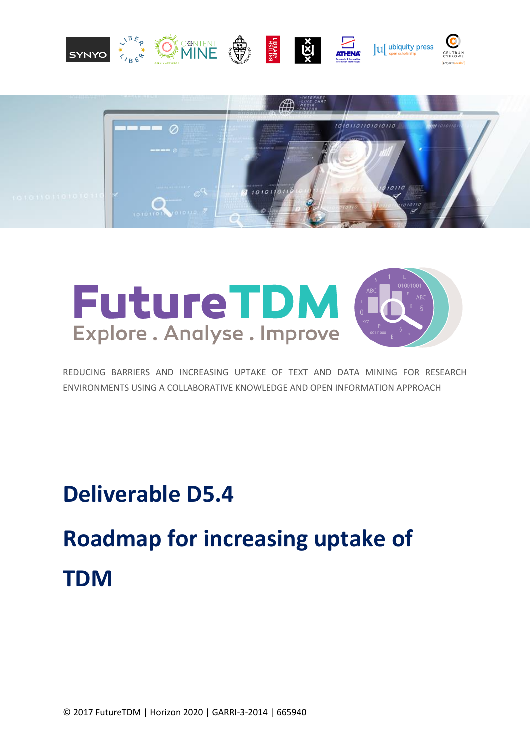# FutureTDM

Explore . Analyse . Improve

REDUCING BARRIERS AND INCREASING UPTAKE OF TEXT AND DATA MINING FOR RESEARCH ENVIRONMENTS USING A COLLABORATIVE KNOWLEDGE AND OPEN INFORMATION APPROACH

# Deliverable D5.4

# Roadmap for increasing uptake of TDM

© 2017 FutureTDM | Horizon 2020 | GARRI-3-2014 | 665940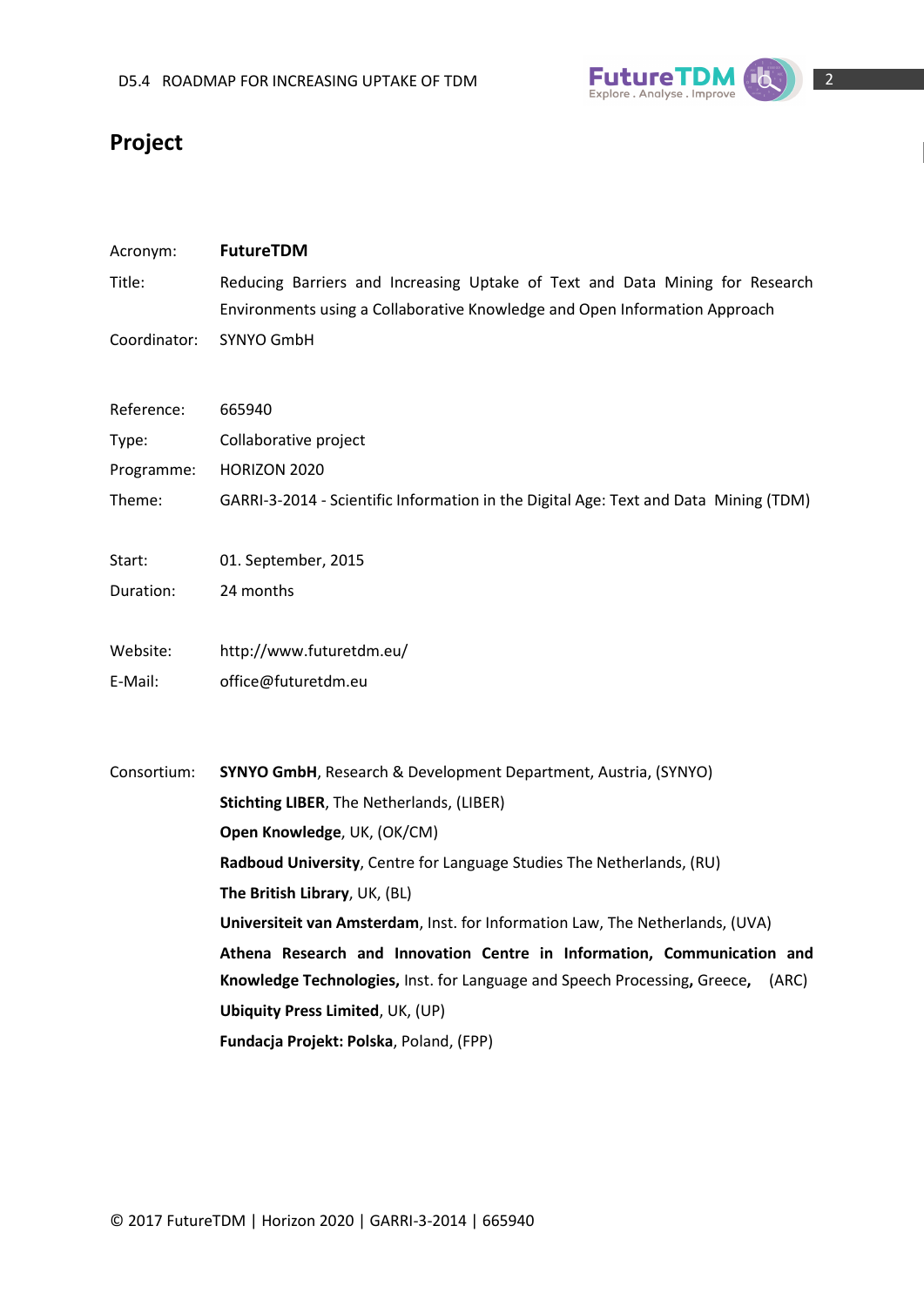# Project

Acronym: **FutureTDM**

Title: Reducing Barriers and Increasing Uptake of Text and Data Mining for Research Environments using a Collaborative Knowledge and Open Information Approach

Coordinator: SYNYO GmbH

Reference: 665940

Type: Collaborative project

Programme: HORIZON 2020

Theme: GARRI-3-2014 - Scientific Information in the Digital Age: Text and Data Mining (TDM)

Start: 01. September, 2015

Duration: 24 months

Website: http://www.futuretdm.eu/

E-Mail: office@futuretdm.eu

Consortium:
**SYNYO GmbH**, Research & Development Department, Austria, (SYNYO)
**Stichting LIBER**, The Netherlands, (LIBER)
**Open Knowledge**, UK, (OK/CM)
**Radboud University**, Centre for Language Studies The Netherlands, (RU)
**The British Library**, UK, (BL)
**Universiteit van Amsterdam**, Inst. for Information Law, The Netherlands, (UVA)
**Athena Research and Innovation Centre in Information, Communication and Knowledge Technologies,** Inst. for Language and Speech Processing**,** Greece**,** (ARC)
**Ubiquity Press Limited**, UK, (UP)
**Fundacja Projekt: Polska**, Poland, (FPP)

© 2017 FutureTDM | Horizon 2020 | GARRI-3-2014 | 665940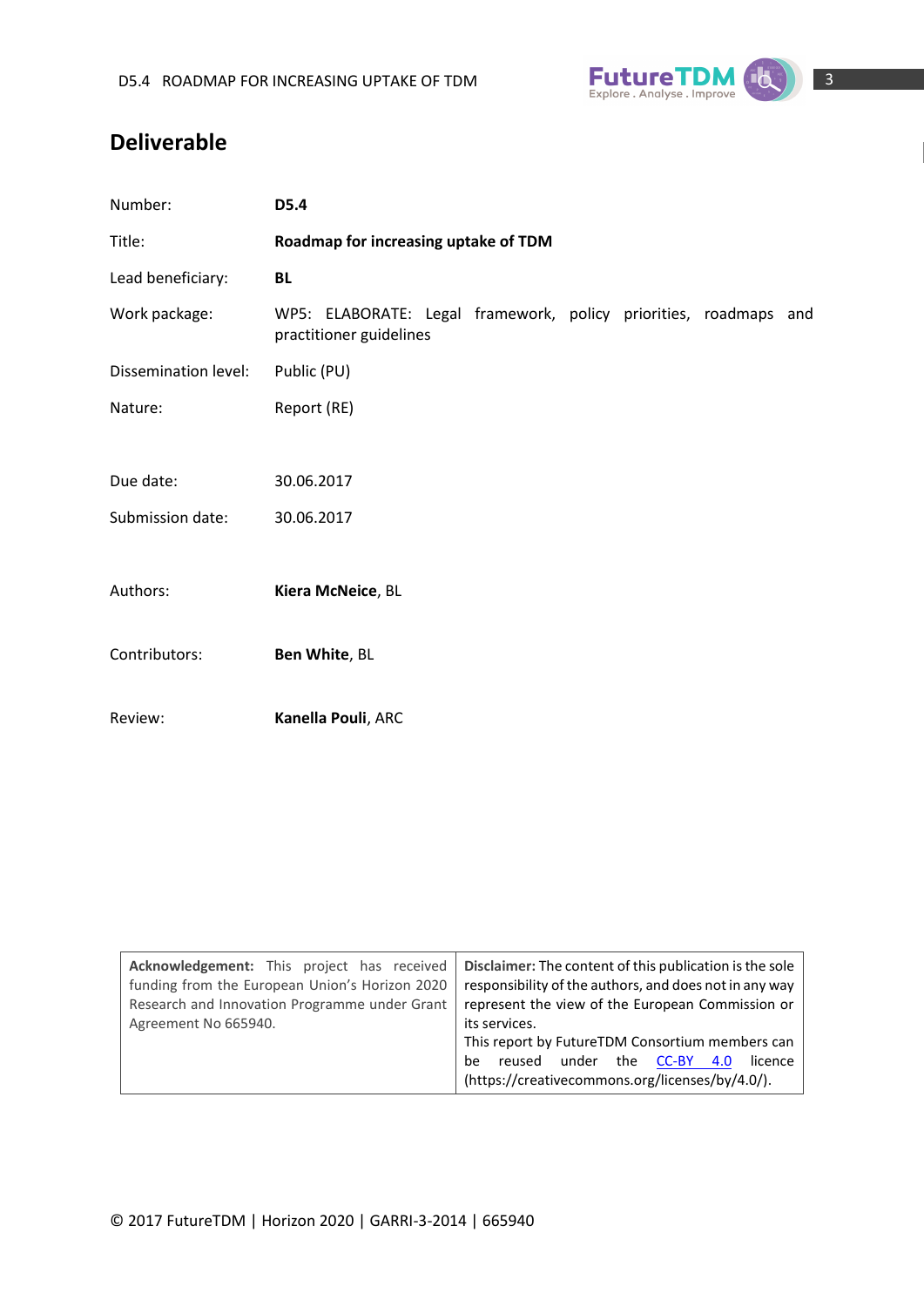# Deliverable

| | |
|---|---|
| Number: | **D5.4** |
| Title: | **Roadmap for increasing uptake of TDM** |
| Lead beneficiary: | **BL** |
| Work package: | WP5: ELABORATE: Legal framework, policy priorities, roadmaps and practitioner guidelines |
| Dissemination level: | Public (PU) |
| Nature: | Report (RE) |
| Due date: | 30.06.2017 |
| Submission date: | 30.06.2017 |
| Authors: | **Kiera McNeice**, BL |
| Contributors: | **Ben White**, BL |
| Review: | **Kanella Pouli**, ARC |

| | |
|---|---|
| **Acknowledgement:** This project has received funding from the European Union's Horizon 2020 Research and Innovation Programme under Grant Agreement No 665940. | **Disclaimer:** The content of this publication is the sole responsibility of the authors, and does not in any way represent the view of the European Commission or its services. This report by FutureTDM Consortium members can be reused under the CC-BY 4.0 licence (https://creativecommons.org/licenses/by/4.0/). |

© 2017 FutureTDM | Horizon 2020 | GARRI-3-2014 | 665940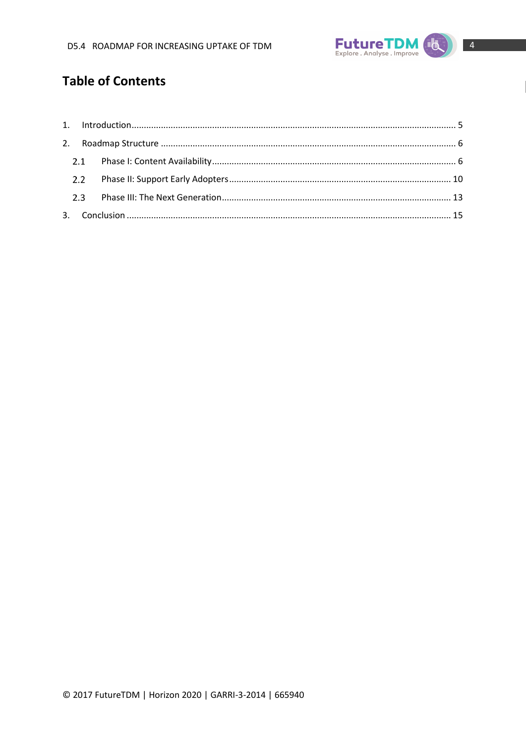## Table of Contents

1. Introduction .......... 5
2. Roadmap Structure .......... 6
   - 2.1 Phase I: Content Availability .......... 6
   - 2.2 Phase II: Support Early Adopters .......... 10
   - 2.3 Phase III: The Next Generation .......... 13
3. Conclusion .......... 15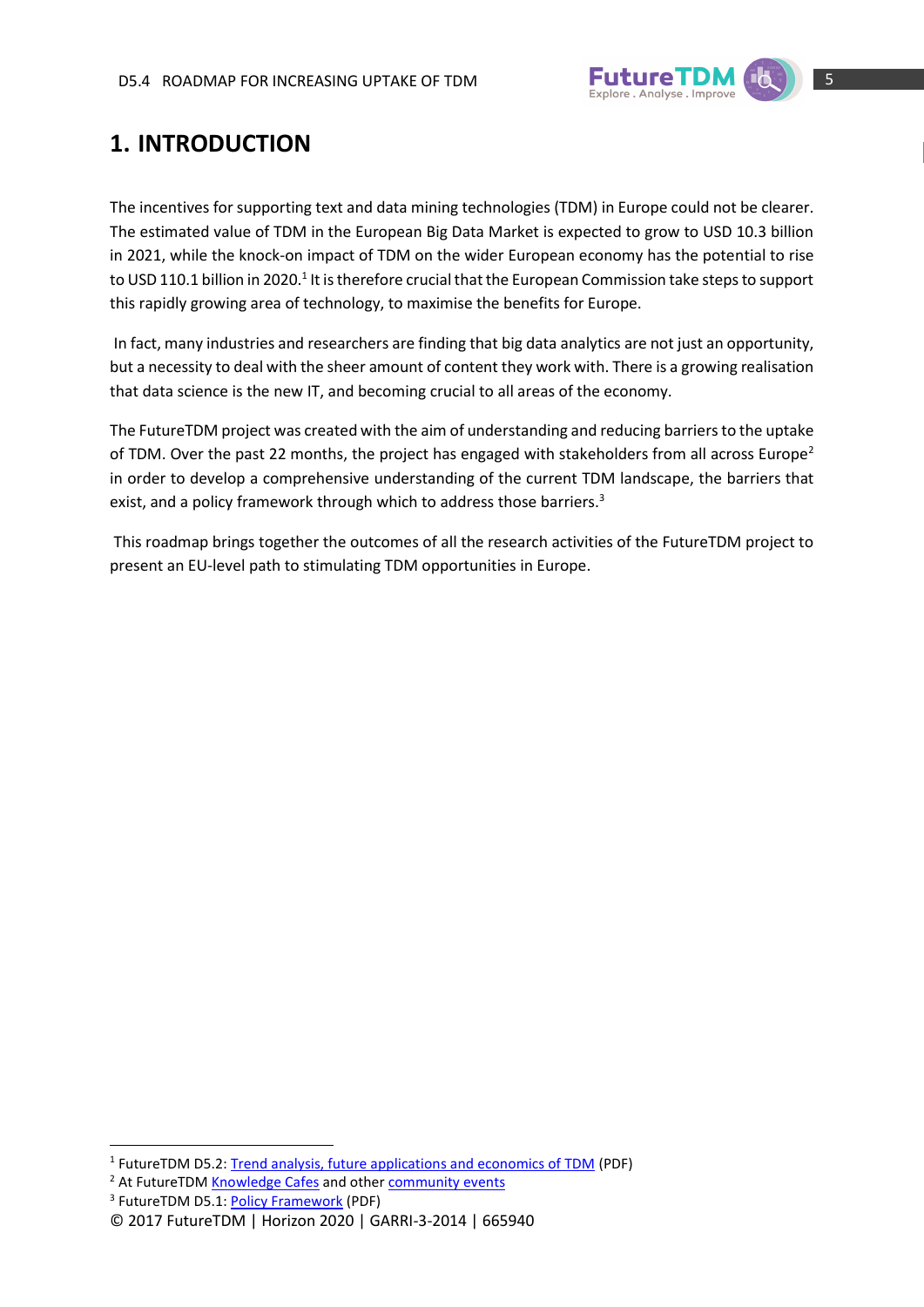# 1. INTRODUCTION

The incentives for supporting text and data mining technologies (TDM) in Europe could not be clearer. The estimated value of TDM in the European Big Data Market is expected to grow to USD 10.3 billion in 2021, while the knock-on impact of TDM on the wider European economy has the potential to rise to USD 110.1 billion in 2020.[1] It is therefore crucial that the European Commission take steps to support this rapidly growing area of technology, to maximise the benefits for Europe.

In fact, many industries and researchers are finding that big data analytics are not just an opportunity, but a necessity to deal with the sheer amount of content they work with. There is a growing realisation that data science is the new IT, and becoming crucial to all areas of the economy.

The FutureTDM project was created with the aim of understanding and reducing barriers to the uptake of TDM. Over the past 22 months, the project has engaged with stakeholders from all across Europe[2] in order to develop a comprehensive understanding of the current TDM landscape, the barriers that exist, and a policy framework through which to address those barriers.[3]

This roadmap brings together the outcomes of all the research activities of the FutureTDM project to present an EU-level path to stimulating TDM opportunities in Europe.

---

[1] FutureTDM D5.2: Trend analysis, future applications and economics of TDM (PDF)

[2] At FutureTDM Knowledge Cafes and other community events

[3] FutureTDM D5.1: Policy Framework (PDF)

© 2017 FutureTDM | Horizon 2020 | GARRI-3-2014 | 665940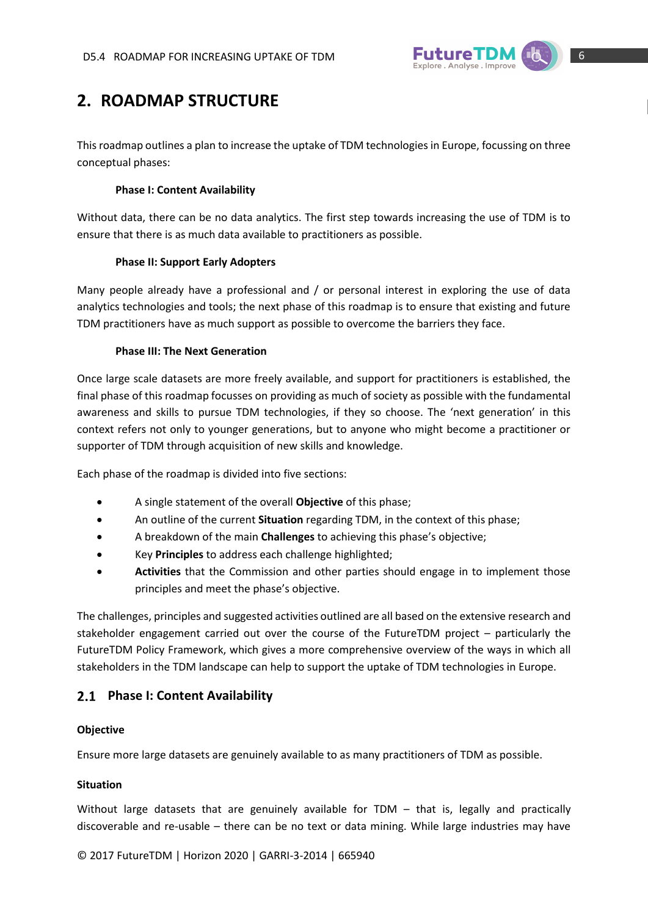## 2. ROADMAP STRUCTURE

This roadmap outlines a plan to increase the uptake of TDM technologies in Europe, focussing on three conceptual phases:

**Phase I: Content Availability**

Without data, there can be no data analytics. The first step towards increasing the use of TDM is to ensure that there is as much data available to practitioners as possible.

**Phase II: Support Early Adopters**

Many people already have a professional and / or personal interest in exploring the use of data analytics technologies and tools; the next phase of this roadmap is to ensure that existing and future TDM practitioners have as much support as possible to overcome the barriers they face.

**Phase III: The Next Generation**

Once large scale datasets are more freely available, and support for practitioners is established, the final phase of this roadmap focusses on providing as much of society as possible with the fundamental awareness and skills to pursue TDM technologies, if they so choose. The 'next generation' in this context refers not only to younger generations, but to anyone who might become a practitioner or supporter of TDM through acquisition of new skills and knowledge.

Each phase of the roadmap is divided into five sections:

- A single statement of the overall **Objective** of this phase;
- An outline of the current **Situation** regarding TDM, in the context of this phase;
- A breakdown of the main **Challenges** to achieving this phase's objective;
- Key **Principles** to address each challenge highlighted;
- **Activities** that the Commission and other parties should engage in to implement those principles and meet the phase's objective.

The challenges, principles and suggested activities outlined are all based on the extensive research and stakeholder engagement carried out over the course of the FutureTDM project – particularly the FutureTDM Policy Framework, which gives a more comprehensive overview of the ways in which all stakeholders in the TDM landscape can help to support the uptake of TDM technologies in Europe.

### 2.1 Phase I: Content Availability

**Objective**

Ensure more large datasets are genuinely available to as many practitioners of TDM as possible.

**Situation**

Without large datasets that are genuinely available for TDM – that is, legally and practically discoverable and re-usable – there can be no text or data mining. While large industries may have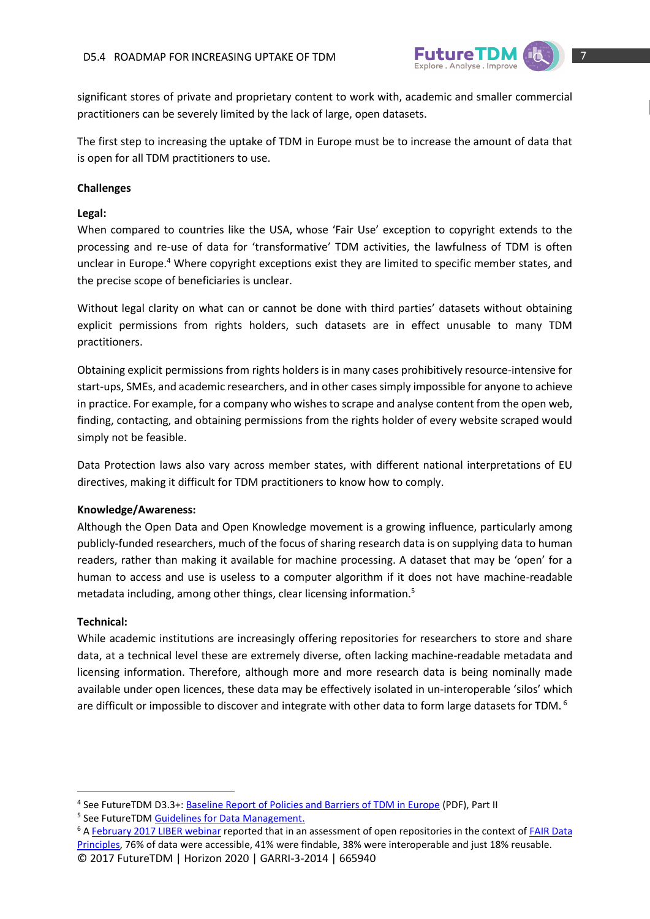significant stores of private and proprietary content to work with, academic and smaller commercial practitioners can be severely limited by the lack of large, open datasets.

The first step to increasing the uptake of TDM in Europe must be to increase the amount of data that is open for all TDM practitioners to use.

**Challenges**

**Legal:**

When compared to countries like the USA, whose 'Fair Use' exception to copyright extends to the processing and re-use of data for 'transformative' TDM activities, the lawfulness of TDM is often unclear in Europe.[4] Where copyright exceptions exist they are limited to specific member states, and the precise scope of beneficiaries is unclear.

Without legal clarity on what can or cannot be done with third parties' datasets without obtaining explicit permissions from rights holders, such datasets are in effect unusable to many TDM practitioners.

Obtaining explicit permissions from rights holders is in many cases prohibitively resource-intensive for start-ups, SMEs, and academic researchers, and in other cases simply impossible for anyone to achieve in practice. For example, for a company who wishes to scrape and analyse content from the open web, finding, contacting, and obtaining permissions from the rights holder of every website scraped would simply not be feasible.

Data Protection laws also vary across member states, with different national interpretations of EU directives, making it difficult for TDM practitioners to know how to comply.

**Knowledge/Awareness:**

Although the Open Data and Open Knowledge movement is a growing influence, particularly among publicly-funded researchers, much of the focus of sharing research data is on supplying data to human readers, rather than making it available for machine processing. A dataset that may be 'open' for a human to access and use is useless to a computer algorithm if it does not have machine-readable metadata including, among other things, clear licensing information.[5]

**Technical:**

While academic institutions are increasingly offering repositories for researchers to store and share data, at a technical level these are extremely diverse, often lacking machine-readable metadata and licensing information. Therefore, although more and more research data is being nominally made available under open licences, these data may be effectively isolated in un-interoperable 'silos' which are difficult or impossible to discover and integrate with other data to form large datasets for TDM.[6]

---

[4] See FutureTDM D3.3+: Baseline Report of Policies and Barriers of TDM in Europe (PDF), Part II

[5] See FutureTDM Guidelines for Data Management.

[6] A February 2017 LIBER webinar reported that in an assessment of open repositories in the context of FAIR Data Principles, 76% of data were accessible, 41% were findable, 38% were interoperable and just 18% reusable.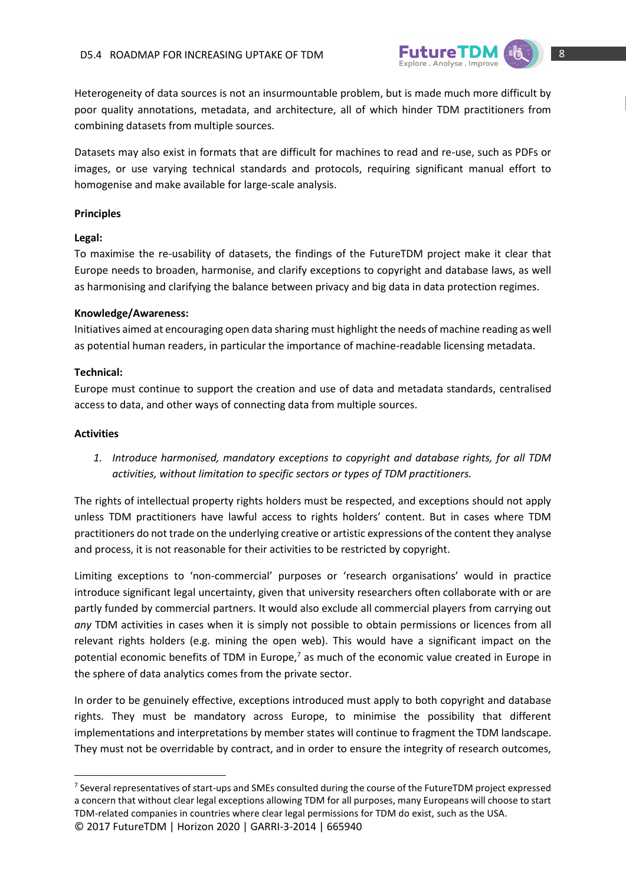Heterogeneity of data sources is not an insurmountable problem, but is made much more difficult by poor quality annotations, metadata, and architecture, all of which hinder TDM practitioners from combining datasets from multiple sources.

Datasets may also exist in formats that are difficult for machines to read and re-use, such as PDFs or images, or use varying technical standards and protocols, requiring significant manual effort to homogenise and make available for large-scale analysis.

**Principles**

**Legal:**
To maximise the re-usability of datasets, the findings of the FutureTDM project make it clear that Europe needs to broaden, harmonise, and clarify exceptions to copyright and database laws, as well as harmonising and clarifying the balance between privacy and big data in data protection regimes.

**Knowledge/Awareness:**
Initiatives aimed at encouraging open data sharing must highlight the needs of machine reading as well as potential human readers, in particular the importance of machine-readable licensing metadata.

**Technical:**
Europe must continue to support the creation and use of data and metadata standards, centralised access to data, and other ways of connecting data from multiple sources.

**Activities**

1. *Introduce harmonised, mandatory exceptions to copyright and database rights, for all TDM activities, without limitation to specific sectors or types of TDM practitioners.*

The rights of intellectual property rights holders must be respected, and exceptions should not apply unless TDM practitioners have lawful access to rights holders' content. But in cases where TDM practitioners do not trade on the underlying creative or artistic expressions of the content they analyse and process, it is not reasonable for their activities to be restricted by copyright.

Limiting exceptions to 'non-commercial' purposes or 'research organisations' would in practice introduce significant legal uncertainty, given that university researchers often collaborate with or are partly funded by commercial partners. It would also exclude all commercial players from carrying out *any* TDM activities in cases when it is simply not possible to obtain permissions or licences from all relevant rights holders (e.g. mining the open web). This would have a significant impact on the potential economic benefits of TDM in Europe,[7] as much of the economic value created in Europe in the sphere of data analytics comes from the private sector.

In order to be genuinely effective, exceptions introduced must apply to both copyright and database rights. They must be mandatory across Europe, to minimise the possibility that different implementations and interpretations by member states will continue to fragment the TDM landscape. They must not be overridable by contract, and in order to ensure the integrity of research outcomes,

[7] Several representatives of start-ups and SMEs consulted during the course of the FutureTDM project expressed a concern that without clear legal exceptions allowing TDM for all purposes, many Europeans will choose to start TDM-related companies in countries where clear legal permissions for TDM do exist, such as the USA.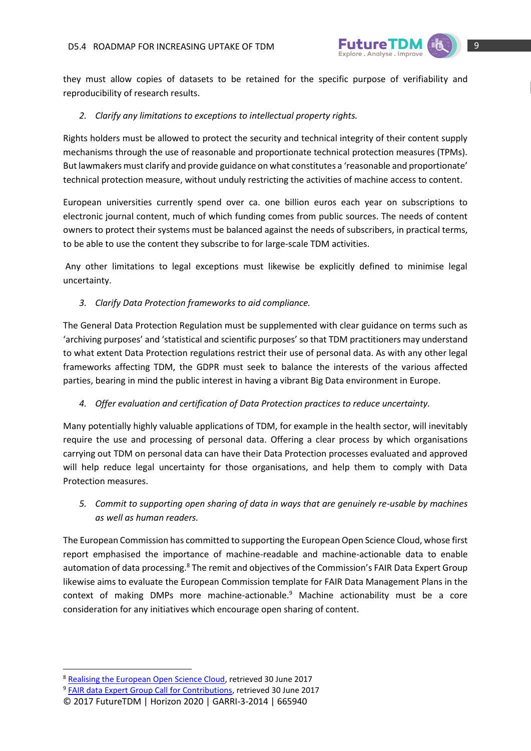they must allow copies of datasets to be retained for the specific purpose of verifiability and reproducibility of research results.

2. *Clarify any limitations to exceptions to intellectual property rights.*

Rights holders must be allowed to protect the security and technical integrity of their content supply mechanisms through the use of reasonable and proportionate technical protection measures (TPMs). But lawmakers must clarify and provide guidance on what constitutes a 'reasonable and proportionate' technical protection measure, without unduly restricting the activities of machine access to content.

European universities currently spend over ca. one billion euros each year on subscriptions to electronic journal content, much of which funding comes from public sources. The needs of content owners to protect their systems must be balanced against the needs of subscribers, in practical terms, to be able to use the content they subscribe to for large-scale TDM activities.

Any other limitations to legal exceptions must likewise be explicitly defined to minimise legal uncertainty.

3. *Clarify Data Protection frameworks to aid compliance.*

The General Data Protection Regulation must be supplemented with clear guidance on terms such as 'archiving purposes' and 'statistical and scientific purposes' so that TDM practitioners may understand to what extent Data Protection regulations restrict their use of personal data. As with any other legal frameworks affecting TDM, the GDPR must seek to balance the interests of the various affected parties, bearing in mind the public interest in having a vibrant Big Data environment in Europe.

4. *Offer evaluation and certification of Data Protection practices to reduce uncertainty.*

Many potentially highly valuable applications of TDM, for example in the health sector, will inevitably require the use and processing of personal data. Offering a clear process by which organisations carrying out TDM on personal data can have their Data Protection processes evaluated and approved will help reduce legal uncertainty for those organisations, and help them to comply with Data Protection measures.

5. *Commit to supporting open sharing of data in ways that are genuinely re-usable by machines as well as human readers.*

The European Commission has committed to supporting the European Open Science Cloud, whose first report emphasised the importance of machine-readable and machine-actionable data to enable automation of data processing.[8] The remit and objectives of the Commission's FAIR Data Expert Group likewise aims to evaluate the European Commission template for FAIR Data Management Plans in the context of making DMPs more machine-actionable.[9] Machine actionability must be a core consideration for any initiatives which encourage open sharing of content.

---

[8] Realising the European Open Science Cloud, retrieved 30 June 2017

[9] FAIR data Expert Group Call for Contributions, retrieved 30 June 2017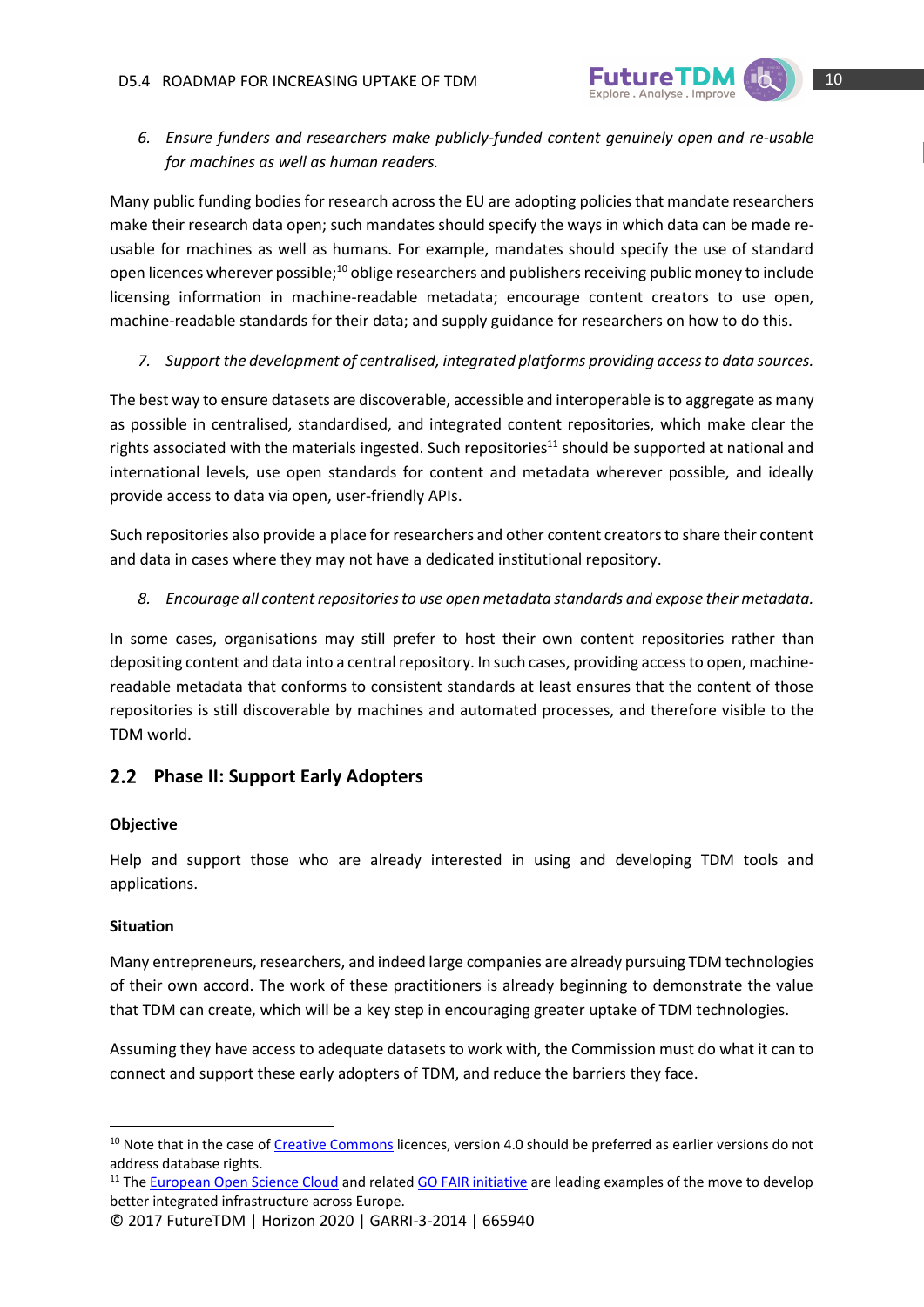6. *Ensure funders and researchers make publicly-funded content genuinely open and re-usable for machines as well as human readers.*

Many public funding bodies for research across the EU are adopting policies that mandate researchers make their research data open; such mandates should specify the ways in which data can be made re-usable for machines as well as humans. For example, mandates should specify the use of standard open licences wherever possible;[10] oblige researchers and publishers receiving public money to include licensing information in machine-readable metadata; encourage content creators to use open, machine-readable standards for their data; and supply guidance for researchers on how to do this.

7. *Support the development of centralised, integrated platforms providing access to data sources.*

The best way to ensure datasets are discoverable, accessible and interoperable is to aggregate as many as possible in centralised, standardised, and integrated content repositories, which make clear the rights associated with the materials ingested. Such repositories[11] should be supported at national and international levels, use open standards for content and metadata wherever possible, and ideally provide access to data via open, user-friendly APIs.

Such repositories also provide a place for researchers and other content creators to share their content and data in cases where they may not have a dedicated institutional repository.

8. *Encourage all content repositories to use open metadata standards and expose their metadata.*

In some cases, organisations may still prefer to host their own content repositories rather than depositing content and data into a central repository. In such cases, providing access to open, machine-readable metadata that conforms to consistent standards at least ensures that the content of those repositories is still discoverable by machines and automated processes, and therefore visible to the TDM world.

## 2.2 Phase II: Support Early Adopters

**Objective**

Help and support those who are already interested in using and developing TDM tools and applications.

**Situation**

Many entrepreneurs, researchers, and indeed large companies are already pursuing TDM technologies of their own accord. The work of these practitioners is already beginning to demonstrate the value that TDM can create, which will be a key step in encouraging greater uptake of TDM technologies.

Assuming they have access to adequate datasets to work with, the Commission must do what it can to connect and support these early adopters of TDM, and reduce the barriers they face.

---

[10] Note that in the case of Creative Commons licences, version 4.0 should be preferred as earlier versions do not address database rights.

[11] The European Open Science Cloud and related GO FAIR initiative are leading examples of the move to develop better integrated infrastructure across Europe.

© 2017 FutureTDM | Horizon 2020 | GARRI-3-2014 | 665940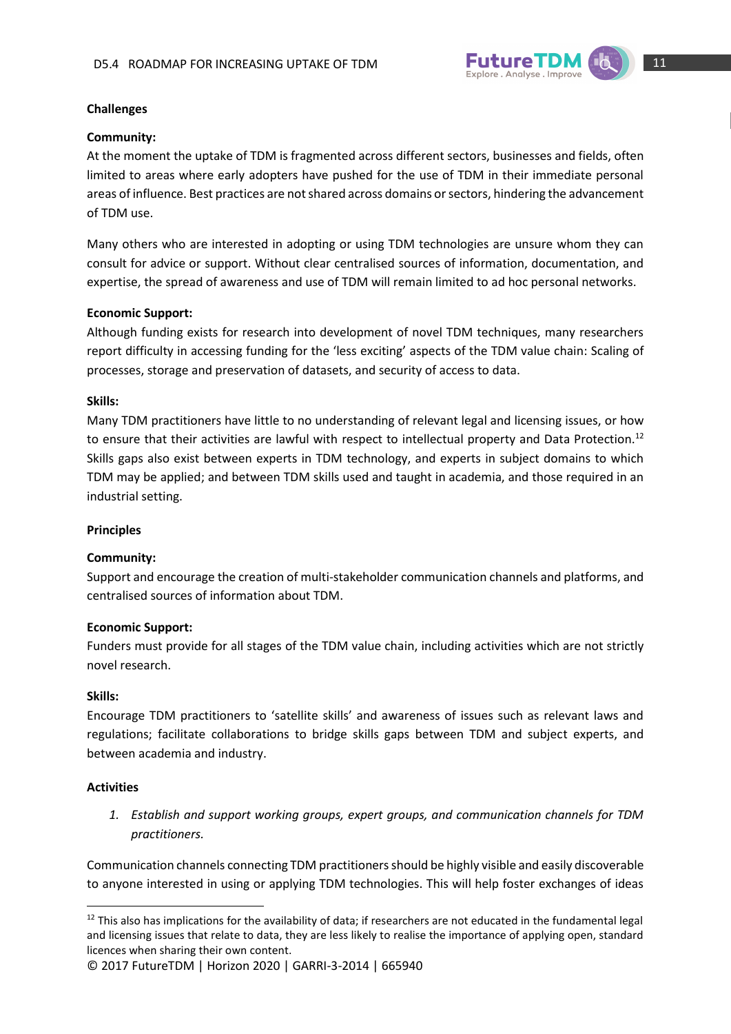**Challenges**

**Community:**
At the moment the uptake of TDM is fragmented across different sectors, businesses and fields, often limited to areas where early adopters have pushed for the use of TDM in their immediate personal areas of influence. Best practices are not shared across domains or sectors, hindering the advancement of TDM use.

Many others who are interested in adopting or using TDM technologies are unsure whom they can consult for advice or support. Without clear centralised sources of information, documentation, and expertise, the spread of awareness and use of TDM will remain limited to ad hoc personal networks.

**Economic Support:**
Although funding exists for research into development of novel TDM techniques, many researchers report difficulty in accessing funding for the 'less exciting' aspects of the TDM value chain: Scaling of processes, storage and preservation of datasets, and security of access to data.

**Skills:**
Many TDM practitioners have little to no understanding of relevant legal and licensing issues, or how to ensure that their activities are lawful with respect to intellectual property and Data Protection.[12] Skills gaps also exist between experts in TDM technology, and experts in subject domains to which TDM may be applied; and between TDM skills used and taught in academia, and those required in an industrial setting.

**Principles**

**Community:**
Support and encourage the creation of multi-stakeholder communication channels and platforms, and centralised sources of information about TDM.

**Economic Support:**
Funders must provide for all stages of the TDM value chain, including activities which are not strictly novel research.

**Skills:**
Encourage TDM practitioners to 'satellite skills' and awareness of issues such as relevant laws and regulations; facilitate collaborations to bridge skills gaps between TDM and subject experts, and between academia and industry.

**Activities**

1. *Establish and support working groups, expert groups, and communication channels for TDM practitioners.*

Communication channels connecting TDM practitioners should be highly visible and easily discoverable to anyone interested in using or applying TDM technologies. This will help foster exchanges of ideas

---

[12] This also has implications for the availability of data; if researchers are not educated in the fundamental legal and licensing issues that relate to data, they are less likely to realise the importance of applying open, standard licences when sharing their own content.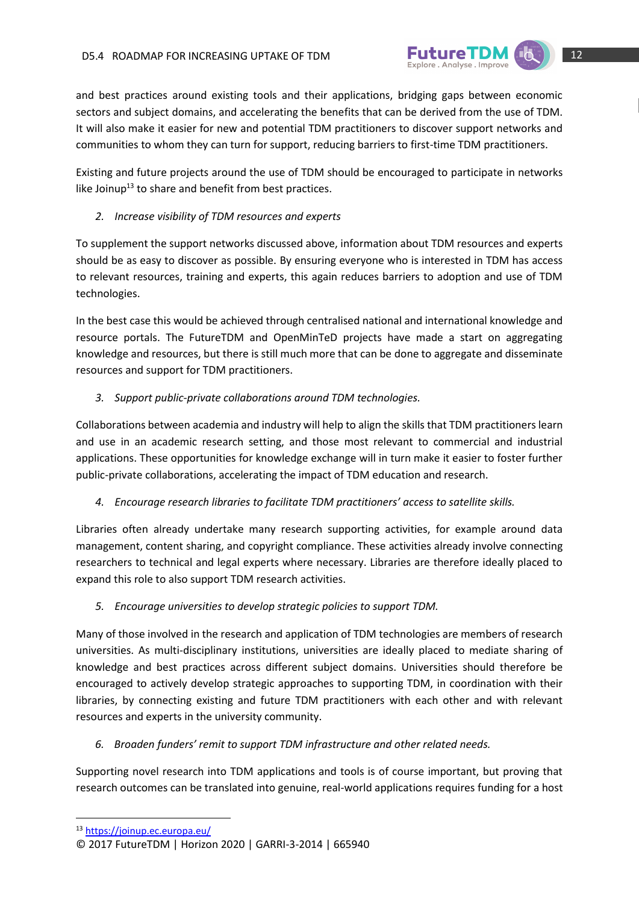and best practices around existing tools and their applications, bridging gaps between economic sectors and subject domains, and accelerating the benefits that can be derived from the use of TDM. It will also make it easier for new and potential TDM practitioners to discover support networks and communities to whom they can turn for support, reducing barriers to first-time TDM practitioners.

Existing and future projects around the use of TDM should be encouraged to participate in networks like Joinup[13] to share and benefit from best practices.

2. *Increase visibility of TDM resources and experts*

To supplement the support networks discussed above, information about TDM resources and experts should be as easy to discover as possible. By ensuring everyone who is interested in TDM has access to relevant resources, training and experts, this again reduces barriers to adoption and use of TDM technologies.

In the best case this would be achieved through centralised national and international knowledge and resource portals. The FutureTDM and OpenMinTeD projects have made a start on aggregating knowledge and resources, but there is still much more that can be done to aggregate and disseminate resources and support for TDM practitioners.

3. *Support public-private collaborations around TDM technologies.*

Collaborations between academia and industry will help to align the skills that TDM practitioners learn and use in an academic research setting, and those most relevant to commercial and industrial applications. These opportunities for knowledge exchange will in turn make it easier to foster further public-private collaborations, accelerating the impact of TDM education and research.

4. *Encourage research libraries to facilitate TDM practitioners' access to satellite skills.*

Libraries often already undertake many research supporting activities, for example around data management, content sharing, and copyright compliance. These activities already involve connecting researchers to technical and legal experts where necessary. Libraries are therefore ideally placed to expand this role to also support TDM research activities.

5. *Encourage universities to develop strategic policies to support TDM.*

Many of those involved in the research and application of TDM technologies are members of research universities. As multi-disciplinary institutions, universities are ideally placed to mediate sharing of knowledge and best practices across different subject domains. Universities should therefore be encouraged to actively develop strategic approaches to supporting TDM, in coordination with their libraries, by connecting existing and future TDM practitioners with each other and with relevant resources and experts in the university community.

6. *Broaden funders' remit to support TDM infrastructure and other related needs.*

Supporting novel research into TDM applications and tools is of course important, but proving that research outcomes can be translated into genuine, real-world applications requires funding for a host

[13] https://joinup.ec.europa.eu/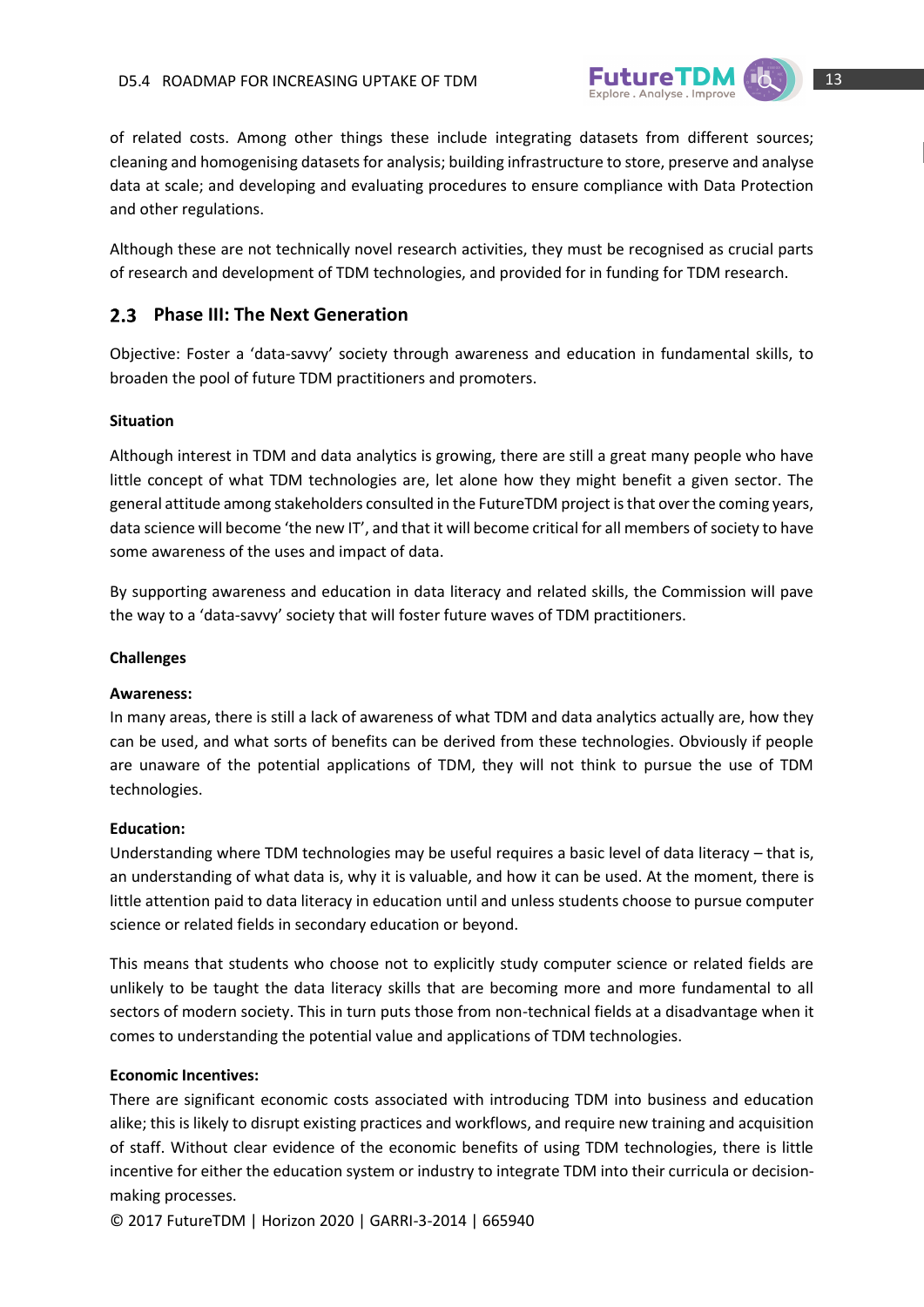of related costs. Among other things these include integrating datasets from different sources; cleaning and homogenising datasets for analysis; building infrastructure to store, preserve and analyse data at scale; and developing and evaluating procedures to ensure compliance with Data Protection and other regulations.

Although these are not technically novel research activities, they must be recognised as crucial parts of research and development of TDM technologies, and provided for in funding for TDM research.

## 2.3 Phase III: The Next Generation

Objective: Foster a 'data-savvy' society through awareness and education in fundamental skills, to broaden the pool of future TDM practitioners and promoters.

**Situation**

Although interest in TDM and data analytics is growing, there are still a great many people who have little concept of what TDM technologies are, let alone how they might benefit a given sector. The general attitude among stakeholders consulted in the FutureTDM project is that over the coming years, data science will become 'the new IT', and that it will become critical for all members of society to have some awareness of the uses and impact of data.

By supporting awareness and education in data literacy and related skills, the Commission will pave the way to a 'data-savvy' society that will foster future waves of TDM practitioners.

**Challenges**

**Awareness:**
In many areas, there is still a lack of awareness of what TDM and data analytics actually are, how they can be used, and what sorts of benefits can be derived from these technologies. Obviously if people are unaware of the potential applications of TDM, they will not think to pursue the use of TDM technologies.

**Education:**
Understanding where TDM technologies may be useful requires a basic level of data literacy – that is, an understanding of what data is, why it is valuable, and how it can be used. At the moment, there is little attention paid to data literacy in education until and unless students choose to pursue computer science or related fields in secondary education or beyond.

This means that students who choose not to explicitly study computer science or related fields are unlikely to be taught the data literacy skills that are becoming more and more fundamental to all sectors of modern society. This in turn puts those from non-technical fields at a disadvantage when it comes to understanding the potential value and applications of TDM technologies.

**Economic Incentives:**
There are significant economic costs associated with introducing TDM into business and education alike; this is likely to disrupt existing practices and workflows, and require new training and acquisition of staff. Without clear evidence of the economic benefits of using TDM technologies, there is little incentive for either the education system or industry to integrate TDM into their curricula or decision-making processes.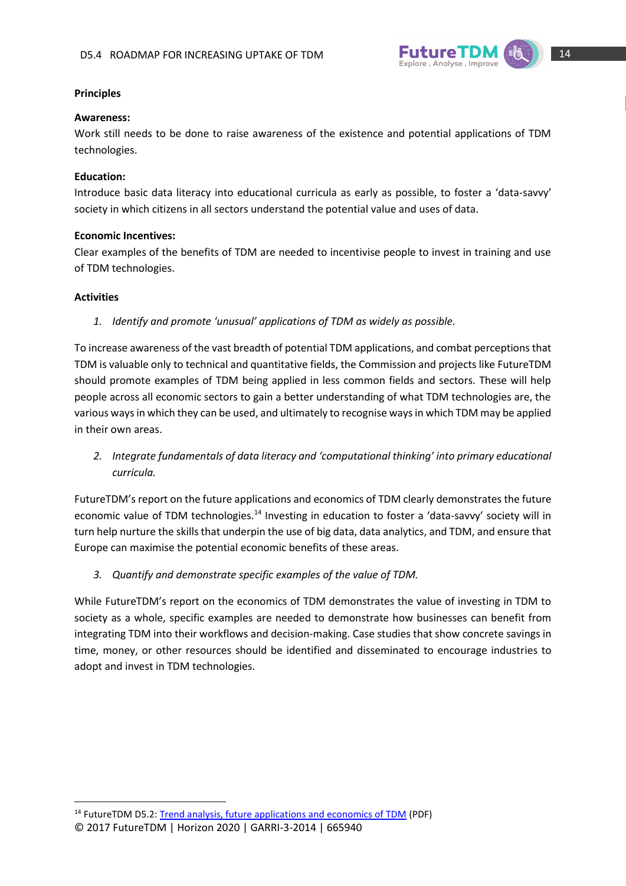**Principles**

**Awareness:**
Work still needs to be done to raise awareness of the existence and potential applications of TDM technologies.

**Education:**
Introduce basic data literacy into educational curricula as early as possible, to foster a 'data-savvy' society in which citizens in all sectors understand the potential value and uses of data.

**Economic Incentives:**
Clear examples of the benefits of TDM are needed to incentivise people to invest in training and use of TDM technologies.

**Activities**

1. *Identify and promote 'unusual' applications of TDM as widely as possible.*

To increase awareness of the vast breadth of potential TDM applications, and combat perceptions that TDM is valuable only to technical and quantitative fields, the Commission and projects like FutureTDM should promote examples of TDM being applied in less common fields and sectors. These will help people across all economic sectors to gain a better understanding of what TDM technologies are, the various ways in which they can be used, and ultimately to recognise ways in which TDM may be applied in their own areas.

2. *Integrate fundamentals of data literacy and 'computational thinking' into primary educational curricula.*

FutureTDM's report on the future applications and economics of TDM clearly demonstrates the future economic value of TDM technologies.[14] Investing in education to foster a 'data-savvy' society will in turn help nurture the skills that underpin the use of big data, data analytics, and TDM, and ensure that Europe can maximise the potential economic benefits of these areas.

3. *Quantify and demonstrate specific examples of the value of TDM.*

While FutureTDM's report on the economics of TDM demonstrates the value of investing in TDM to society as a whole, specific examples are needed to demonstrate how businesses can benefit from integrating TDM into their workflows and decision-making. Case studies that show concrete savings in time, money, or other resources should be identified and disseminated to encourage industries to adopt and invest in TDM technologies.

---

[14] FutureTDM D5.2: [Trend analysis, future applications and economics of TDM]() (PDF)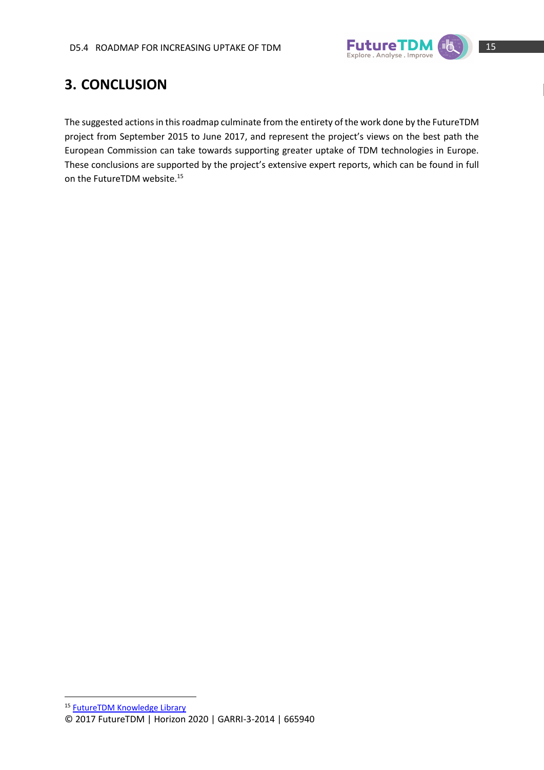# 3. CONCLUSION

The suggested actions in this roadmap culminate from the entirety of the work done by the FutureTDM project from September 2015 to June 2017, and represent the project's views on the best path the European Commission can take towards supporting greater uptake of TDM technologies in Europe. These conclusions are supported by the project's extensive expert reports, which can be found in full on the FutureTDM website.[15]

[15] FutureTDM Knowledge Library

© 2017 FutureTDM | Horizon 2020 | GARRI-3-2014 | 665940